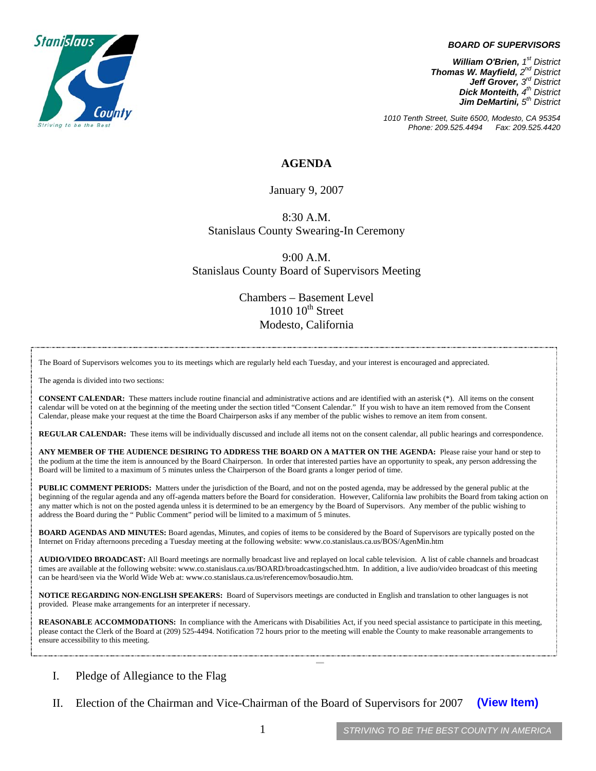**BOARD OF SUPERVISORS**

***William O'Brien,** 1st District*
***Thomas W. Mayfield,** 2nd District*
***Jeff Grover,** 3rd District*
***Dick Monteith,** 4th District*
***Jim DeMartini,** 5th District*

*1010 Tenth Street, Suite 6500, Modesto, CA 95354*
*Phone: 209.525.4494 Fax: 209.525.4420*

# AGENDA

January 9, 2007

8:30 A.M.
Stanislaus County Swearing-In Ceremony

9:00 A.M.
Stanislaus County Board of Supervisors Meeting

Chambers – Basement Level
1010 10th Street
Modesto, California

The Board of Supervisors welcomes you to its meetings which are regularly held each Tuesday, and your interest is encouraged and appreciated.

The agenda is divided into two sections:

**CONSENT CALENDAR:** These matters include routine financial and administrative actions and are identified with an asterisk (*). All items on the consent calendar will be voted on at the beginning of the meeting under the section titled "Consent Calendar." If you wish to have an item removed from the Consent Calendar, please make your request at the time the Board Chairperson asks if any member of the public wishes to remove an item from consent.

**REGULAR CALENDAR:** These items will be individually discussed and include all items not on the consent calendar, all public hearings and correspondence.

**ANY MEMBER OF THE AUDIENCE DESIRING TO ADDRESS THE BOARD ON A MATTER ON THE AGENDA:** Please raise your hand or step to the podium at the time the item is announced by the Board Chairperson. In order that interested parties have an opportunity to speak, any person addressing the Board will be limited to a maximum of 5 minutes unless the Chairperson of the Board grants a longer period of time.

**PUBLIC COMMENT PERIODS:** Matters under the jurisdiction of the Board, and not on the posted agenda, may be addressed by the general public at the beginning of the regular agenda and any off-agenda matters before the Board for consideration. However, California law prohibits the Board from taking action on any matter which is not on the posted agenda unless it is determined to be an emergency by the Board of Supervisors. Any member of the public wishing to address the Board during the " Public Comment" period will be limited to a maximum of 5 minutes.

**BOARD AGENDAS AND MINUTES:** Board agendas, Minutes, and copies of items to be considered by the Board of Supervisors are typically posted on the Internet on Friday afternoons preceding a Tuesday meeting at the following website: www.co.stanislaus.ca.us/BOS/AgenMin.htm

**AUDIO/VIDEO BROADCAST:** All Board meetings are normally broadcast live and replayed on local cable television. A list of cable channels and broadcast times are available at the following website: www.co.stanislaus.ca.us/BOARD/broadcastingsched.htm. In addition, a live audio/video broadcast of this meeting can be heard/seen via the World Wide Web at: www.co.stanislaus.ca.us/referencemov/bosaudio.htm.

**NOTICE REGARDING NON-ENGLISH SPEAKERS:** Board of Supervisors meetings are conducted in English and translation to other languages is not provided. Please make arrangements for an interpreter if necessary.

**REASONABLE ACCOMMODATIONS:** In compliance with the Americans with Disabilities Act, if you need special assistance to participate in this meeting, please contact the Clerk of the Board at (209) 525-4494. Notification 72 hours prior to the meeting will enable the County to make reasonable arrangements to ensure accessibility to this meeting.

I. Pledge of Allegiance to the Flag

II. Election of the Chairman and Vice-Chairman of the Board of Supervisors for 2007 **(View Item)**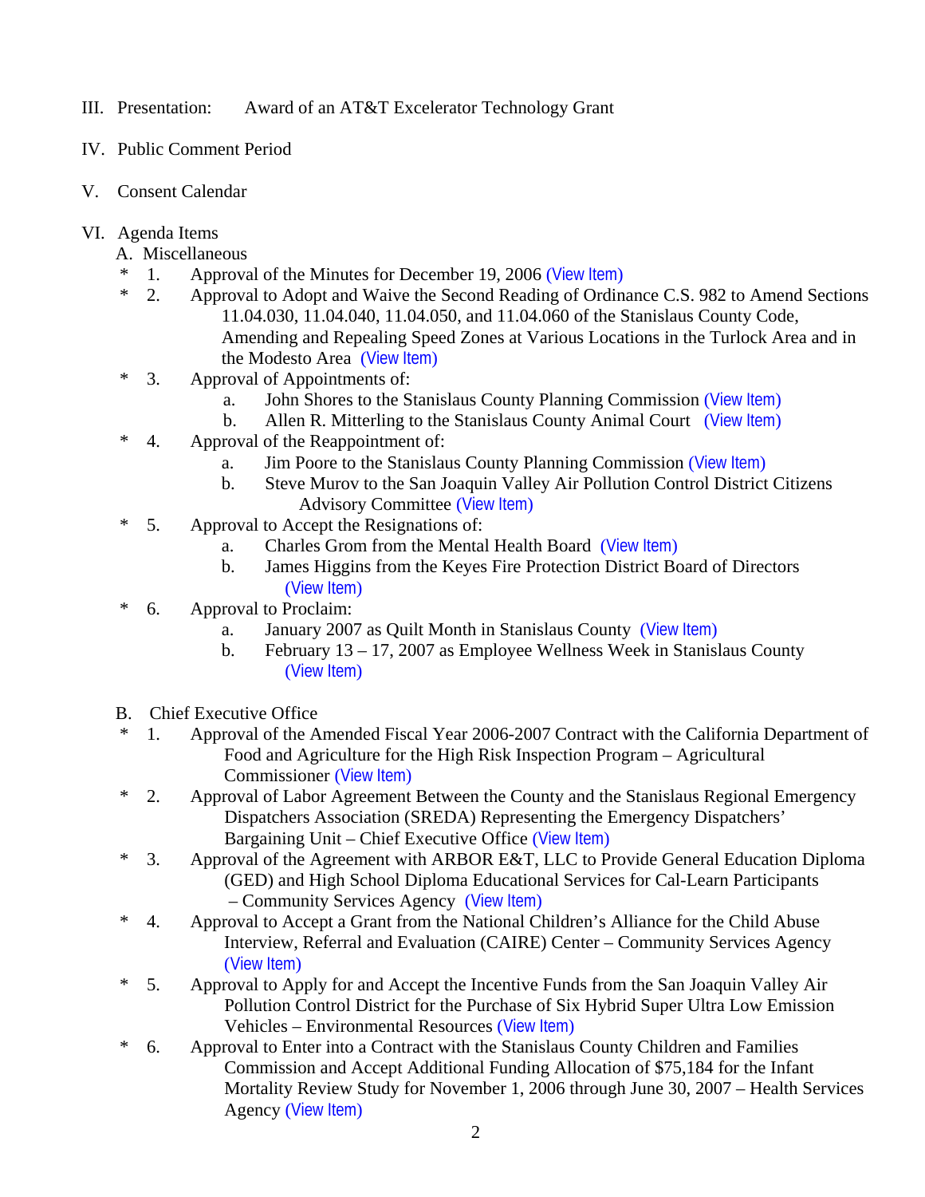III. Presentation: Award of an AT&T Excelerator Technology Grant

IV. Public Comment Period

V. Consent Calendar

VI. Agenda Items

A. Miscellaneous

\* 1. Approval of the Minutes for December 19, 2006 (View Item)

\* 2. Approval to Adopt and Waive the Second Reading of Ordinance C.S. 982 to Amend Sections 11.04.030, 11.04.040, 11.04.050, and 11.04.060 of the Stanislaus County Code, Amending and Repealing Speed Zones at Various Locations in the Turlock Area and in the Modesto Area (View Item)

\* 3. Approval of Appointments of:
   - a. John Shores to the Stanislaus County Planning Commission (View Item)
   - b. Allen R. Mitterling to the Stanislaus County Animal Court (View Item)

\* 4. Approval of the Reappointment of:
   - a. Jim Poore to the Stanislaus County Planning Commission (View Item)
   - b. Steve Murov to the San Joaquin Valley Air Pollution Control District Citizens Advisory Committee (View Item)

\* 5. Approval to Accept the Resignations of:
   - a. Charles Grom from the Mental Health Board (View Item)
   - b. James Higgins from the Keyes Fire Protection District Board of Directors (View Item)

\* 6. Approval to Proclaim:
   - a. January 2007 as Quilt Month in Stanislaus County (View Item)
   - b. February 13 – 17, 2007 as Employee Wellness Week in Stanislaus County (View Item)

B. Chief Executive Office

\* 1. Approval of the Amended Fiscal Year 2006-2007 Contract with the California Department of Food and Agriculture for the High Risk Inspection Program – Agricultural Commissioner (View Item)

\* 2. Approval of Labor Agreement Between the County and the Stanislaus Regional Emergency Dispatchers Association (SREDA) Representing the Emergency Dispatchers' Bargaining Unit – Chief Executive Office (View Item)

\* 3. Approval of the Agreement with ARBOR E&T, LLC to Provide General Education Diploma (GED) and High School Diploma Educational Services for Cal-Learn Participants – Community Services Agency (View Item)

\* 4. Approval to Accept a Grant from the National Children's Alliance for the Child Abuse Interview, Referral and Evaluation (CAIRE) Center – Community Services Agency (View Item)

\* 5. Approval to Apply for and Accept the Incentive Funds from the San Joaquin Valley Air Pollution Control District for the Purchase of Six Hybrid Super Ultra Low Emission Vehicles – Environmental Resources (View Item)

\* 6. Approval to Enter into a Contract with the Stanislaus County Children and Families Commission and Accept Additional Funding Allocation of $75,184 for the Infant Mortality Review Study for November 1, 2006 through June 30, 2007 – Health Services Agency (View Item)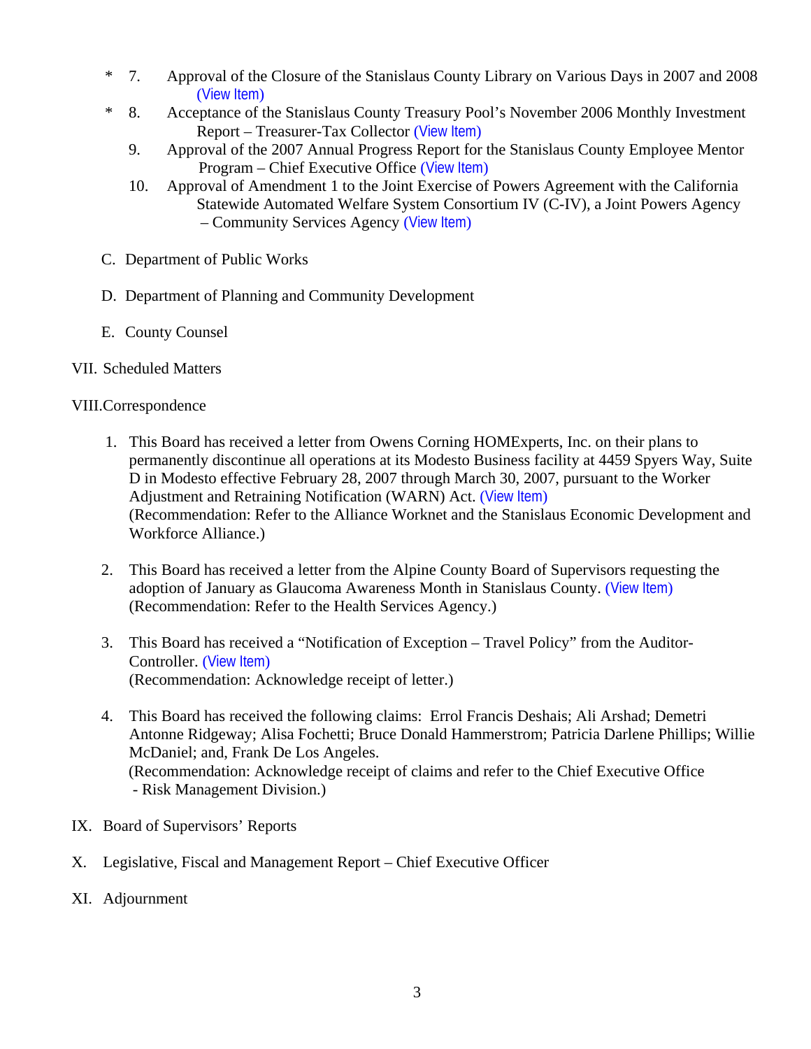- \* 7. Approval of the Closure of the Stanislaus County Library on Various Days in 2007 and 2008 (View Item)
- \* 8. Acceptance of the Stanislaus County Treasury Pool's November 2006 Monthly Investment Report – Treasurer-Tax Collector (View Item)
- 9. Approval of the 2007 Annual Progress Report for the Stanislaus County Employee Mentor Program – Chief Executive Office (View Item)
- 10. Approval of Amendment 1 to the Joint Exercise of Powers Agreement with the California Statewide Automated Welfare System Consortium IV (C-IV), a Joint Powers Agency – Community Services Agency (View Item)

C. Department of Public Works

D. Department of Planning and Community Development

E. County Counsel

VII. Scheduled Matters

VIII. Correspondence

1. This Board has received a letter from Owens Corning HOMExperts, Inc. on their plans to permanently discontinue all operations at its Modesto Business facility at 4459 Spyers Way, Suite D in Modesto effective February 28, 2007 through March 30, 2007, pursuant to the Worker Adjustment and Retraining Notification (WARN) Act. (View Item)
   (Recommendation: Refer to the Alliance Worknet and the Stanislaus Economic Development and Workforce Alliance.)

2. This Board has received a letter from the Alpine County Board of Supervisors requesting the adoption of January as Glaucoma Awareness Month in Stanislaus County. (View Item)
   (Recommendation: Refer to the Health Services Agency.)

3. This Board has received a "Notification of Exception – Travel Policy" from the Auditor-Controller. (View Item)
   (Recommendation: Acknowledge receipt of letter.)

4. This Board has received the following claims: Errol Francis Deshais; Ali Arshad; Demetri Antonne Ridgeway; Alisa Fochetti; Bruce Donald Hammerstrom; Patricia Darlene Phillips; Willie McDaniel; and, Frank De Los Angeles.
   (Recommendation: Acknowledge receipt of claims and refer to the Chief Executive Office - Risk Management Division.)

IX. Board of Supervisors' Reports

X. Legislative, Fiscal and Management Report – Chief Executive Officer

XI. Adjournment